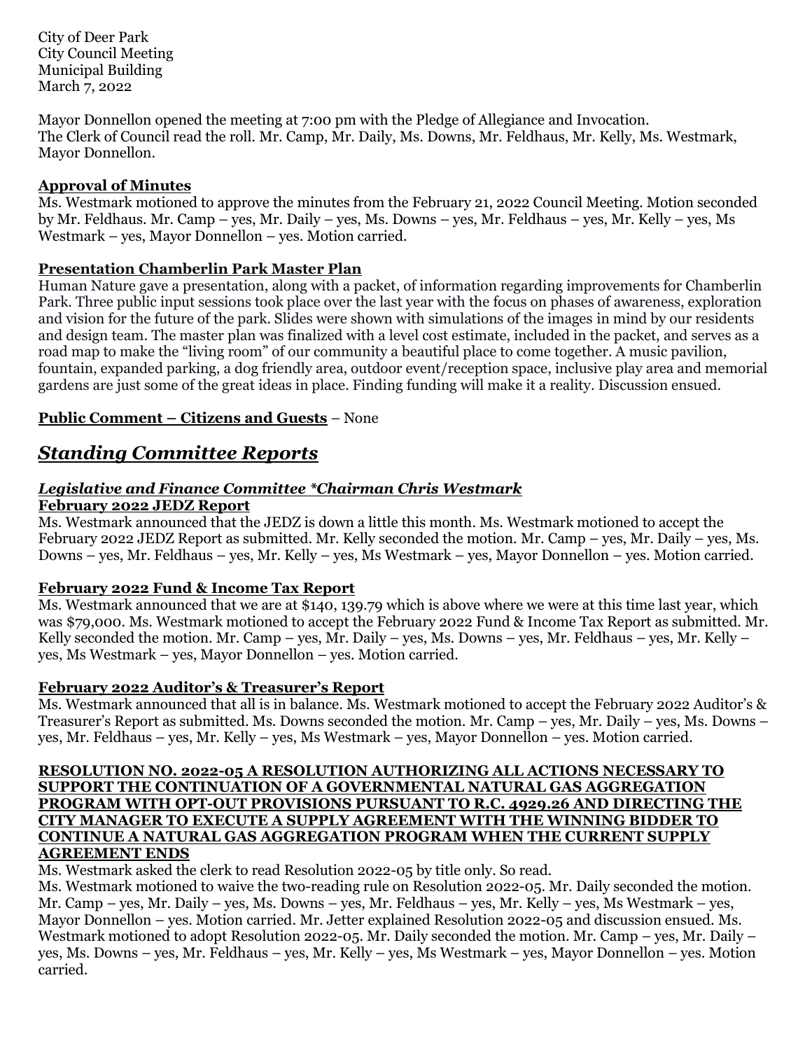City of Deer Park
City Council Meeting
Municipal Building
March 7, 2022

Mayor Donnellon opened the meeting at 7:00 pm with the Pledge of Allegiance and Invocation.
The Clerk of Council read the roll. Mr. Camp, Mr. Daily, Ms. Downs, Mr. Feldhaus, Mr. Kelly, Ms. Westmark, Mayor Donnellon.

**Approval of Minutes**

Ms. Westmark motioned to approve the minutes from the February 21, 2022 Council Meeting. Motion seconded by Mr. Feldhaus. Mr. Camp – yes, Mr. Daily – yes, Ms. Downs – yes, Mr. Feldhaus – yes, Mr. Kelly – yes, Ms Westmark – yes, Mayor Donnellon – yes. Motion carried.

**Presentation Chamberlin Park Master Plan**

Human Nature gave a presentation, along with a packet, of information regarding improvements for Chamberlin Park. Three public input sessions took place over the last year with the focus on phases of awareness, exploration and vision for the future of the park. Slides were shown with simulations of the images in mind by our residents and design team. The master plan was finalized with a level cost estimate, included in the packet, and serves as a road map to make the "living room" of our community a beautiful place to come together. A music pavilion, fountain, expanded parking, a dog friendly area, outdoor event/reception space, inclusive play area and memorial gardens are just some of the great ideas in place. Finding funding will make it a reality. Discussion ensued.

**Public Comment – Citizens and Guests** – None

## *Standing Committee Reports*

### *Legislative and Finance Committee *Chairman Chris Westmark*

**February 2022 JEDZ Report**

Ms. Westmark announced that the JEDZ is down a little this month. Ms. Westmark motioned to accept the February 2022 JEDZ Report as submitted. Mr. Kelly seconded the motion. Mr. Camp – yes, Mr. Daily – yes, Ms. Downs – yes, Mr. Feldhaus – yes, Mr. Kelly – yes, Ms Westmark – yes, Mayor Donnellon – yes. Motion carried.

**February 2022 Fund & Income Tax Report**

Ms. Westmark announced that we are at $140, 139.79 which is above where we were at this time last year, which was $79,000. Ms. Westmark motioned to accept the February 2022 Fund & Income Tax Report as submitted. Mr. Kelly seconded the motion. Mr. Camp – yes, Mr. Daily – yes, Ms. Downs – yes, Mr. Feldhaus – yes, Mr. Kelly – yes, Ms Westmark – yes, Mayor Donnellon – yes. Motion carried.

**February 2022 Auditor's & Treasurer's Report**

Ms. Westmark announced that all is in balance. Ms. Westmark motioned to accept the February 2022 Auditor's & Treasurer's Report as submitted. Ms. Downs seconded the motion. Mr. Camp – yes, Mr. Daily – yes, Ms. Downs – yes, Mr. Feldhaus – yes, Mr. Kelly – yes, Ms Westmark – yes, Mayor Donnellon – yes. Motion carried.

**RESOLUTION NO. 2022-05 A RESOLUTION AUTHORIZING ALL ACTIONS NECESSARY TO SUPPORT THE CONTINUATION OF A GOVERNMENTAL NATURAL GAS AGGREGATION PROGRAM WITH OPT-OUT PROVISIONS PURSUANT TO R.C. 4929.26 AND DIRECTING THE CITY MANAGER TO EXECUTE A SUPPLY AGREEMENT WITH THE WINNING BIDDER TO CONTINUE A NATURAL GAS AGGREGATION PROGRAM WHEN THE CURRENT SUPPLY AGREEMENT ENDS**

Ms. Westmark asked the clerk to read Resolution 2022-05 by title only. So read.
Ms. Westmark motioned to waive the two-reading rule on Resolution 2022-05. Mr. Daily seconded the motion. Mr. Camp – yes, Mr. Daily – yes, Ms. Downs – yes, Mr. Feldhaus – yes, Mr. Kelly – yes, Ms Westmark – yes, Mayor Donnellon – yes. Motion carried. Mr. Jetter explained Resolution 2022-05 and discussion ensued. Ms. Westmark motioned to adopt Resolution 2022-05. Mr. Daily seconded the motion. Mr. Camp – yes, Mr. Daily – yes, Ms. Downs – yes, Mr. Feldhaus – yes, Mr. Kelly – yes, Ms Westmark – yes, Mayor Donnellon – yes. Motion carried.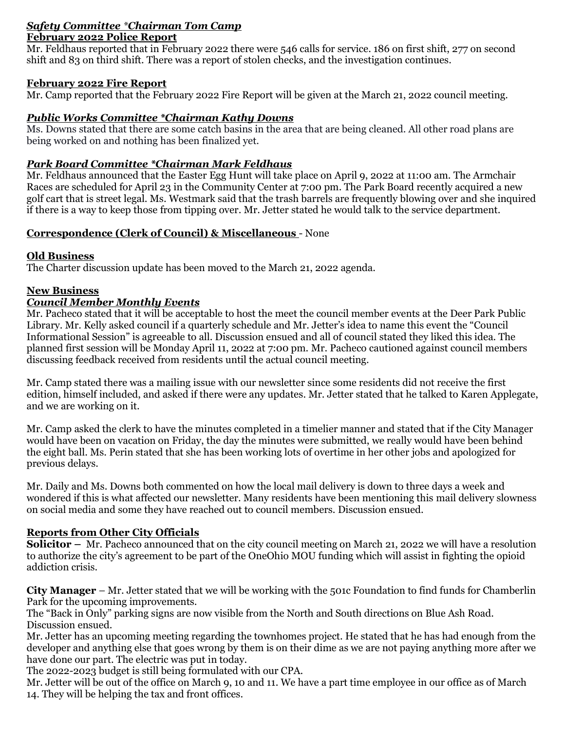### *Safety Committee \*Chairman Tom Camp*

**February 2022 Police Report**

Mr. Feldhaus reported that in February 2022 there were 546 calls for service. 186 on first shift, 277 on second shift and 83 on third shift. There was a report of stolen checks, and the investigation continues.

**February 2022 Fire Report**

Mr. Camp reported that the February 2022 Fire Report will be given at the March 21, 2022 council meeting.

### *Public Works Committee \*Chairman Kathy Downs*

Ms. Downs stated that there are some catch basins in the area that are being cleaned. All other road plans are being worked on and nothing has been finalized yet.

### *Park Board Committee \*Chairman Mark Feldhaus*

Mr. Feldhaus announced that the Easter Egg Hunt will take place on April 9, 2022 at 11:00 am. The Armchair Races are scheduled for April 23 in the Community Center at 7:00 pm. The Park Board recently acquired a new golf cart that is street legal. Ms. Westmark said that the trash barrels are frequently blowing over and she inquired if there is a way to keep those from tipping over. Mr. Jetter stated he would talk to the service department.

**Correspondence (Clerk of Council) & Miscellaneous** - None

**Old Business**

The Charter discussion update has been moved to the March 21, 2022 agenda.

**New Business**

### *Council Member Monthly Events*

Mr. Pacheco stated that it will be acceptable to host the meet the council member events at the Deer Park Public Library. Mr. Kelly asked council if a quarterly schedule and Mr. Jetter's idea to name this event the "Council Informational Session" is agreeable to all. Discussion ensued and all of council stated they liked this idea. The planned first session will be Monday April 11, 2022 at 7:00 pm. Mr. Pacheco cautioned against council members discussing feedback received from residents until the actual council meeting.

Mr. Camp stated there was a mailing issue with our newsletter since some residents did not receive the first edition, himself included, and asked if there were any updates. Mr. Jetter stated that he talked to Karen Applegate, and we are working on it.

Mr. Camp asked the clerk to have the minutes completed in a timelier manner and stated that if the City Manager would have been on vacation on Friday, the day the minutes were submitted, we really would have been behind the eight ball. Ms. Perin stated that she has been working lots of overtime in her other jobs and apologized for previous delays.

Mr. Daily and Ms. Downs both commented on how the local mail delivery is down to three days a week and wondered if this is what affected our newsletter. Many residents have been mentioning this mail delivery slowness on social media and some they have reached out to council members. Discussion ensued.

**Reports from Other City Officials**

**Solicitor –** Mr. Pacheco announced that on the city council meeting on March 21, 2022 we will have a resolution to authorize the city's agreement to be part of the OneOhio MOU funding which will assist in fighting the opioid addiction crisis.

**City Manager** – Mr. Jetter stated that we will be working with the 501c Foundation to find funds for Chamberlin Park for the upcoming improvements.

The "Back in Only" parking signs are now visible from the North and South directions on Blue Ash Road. Discussion ensued.

Mr. Jetter has an upcoming meeting regarding the townhomes project. He stated that he has had enough from the developer and anything else that goes wrong by them is on their dime as we are not paying anything more after we have done our part. The electric was put in today.

The 2022-2023 budget is still being formulated with our CPA.

Mr. Jetter will be out of the office on March 9, 10 and 11. We have a part time employee in our office as of March 14. They will be helping the tax and front offices.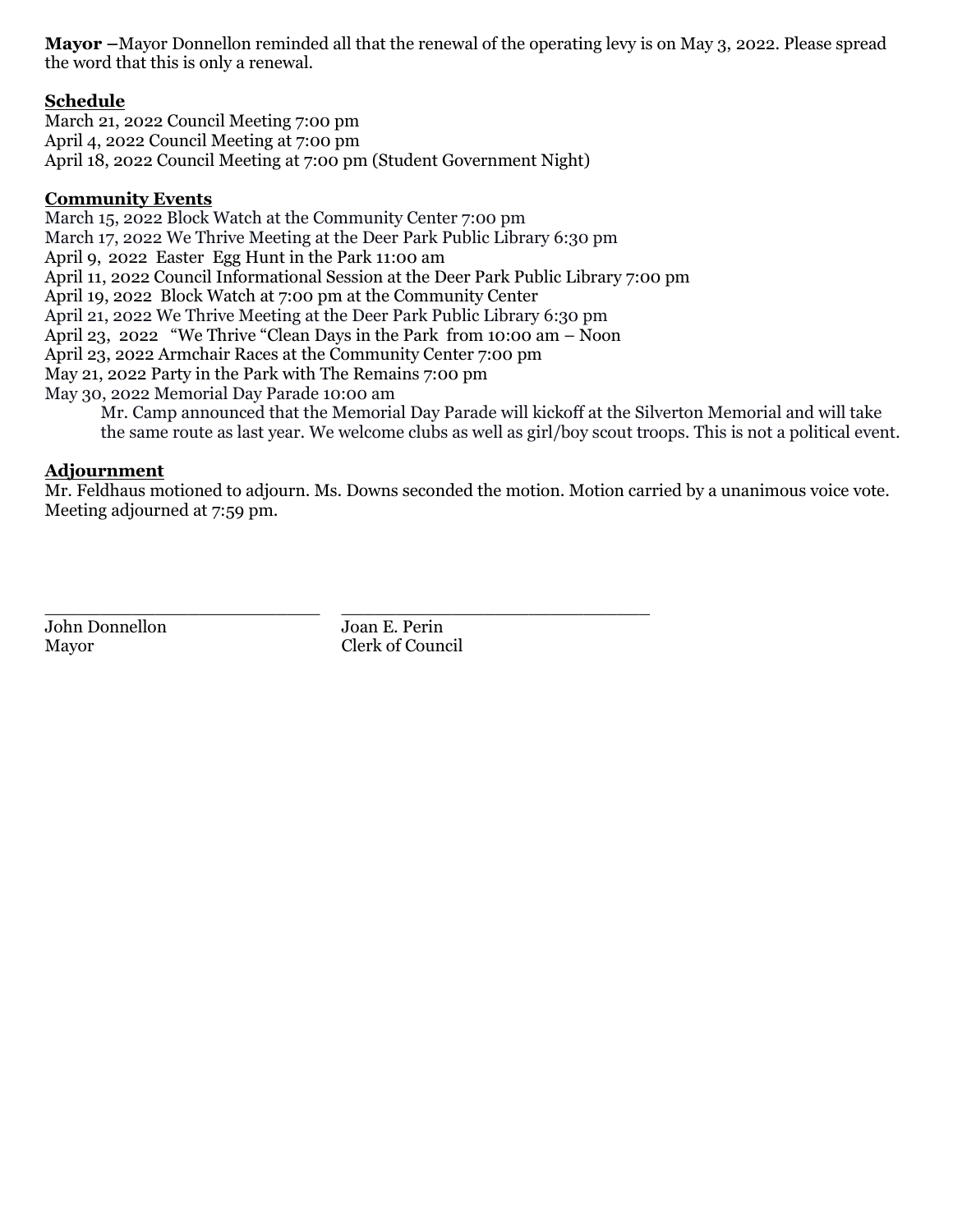**Mayor** –Mayor Donnellon reminded all that the renewal of the operating levy is on May 3, 2022. Please spread the word that this is only a renewal.

**Schedule**

March 21, 2022 Council Meeting 7:00 pm
April 4, 2022 Council Meeting at 7:00 pm
April 18, 2022 Council Meeting at 7:00 pm (Student Government Night)

**Community Events**

March 15, 2022 Block Watch at the Community Center 7:00 pm
March 17, 2022 We Thrive Meeting at the Deer Park Public Library 6:30 pm
April 9, 2022 Easter Egg Hunt in the Park 11:00 am
April 11, 2022 Council Informational Session at the Deer Park Public Library 7:00 pm
April 19, 2022 Block Watch at 7:00 pm at the Community Center
April 21, 2022 We Thrive Meeting at the Deer Park Public Library 6:30 pm
April 23, 2022 "We Thrive "Clean Days in the Park from 10:00 am – Noon
April 23, 2022 Armchair Races at the Community Center 7:00 pm
May 21, 2022 Party in the Park with The Remains 7:00 pm
May 30, 2022 Memorial Day Parade 10:00 am

> Mr. Camp announced that the Memorial Day Parade will kickoff at the Silverton Memorial and will take the same route as last year. We welcome clubs as well as girl/boy scout troops. This is not a political event.

**Adjournment**

Mr. Feldhaus motioned to adjourn. Ms. Downs seconded the motion. Motion carried by a unanimous voice vote. Meeting adjourned at 7:59 pm.

\_\_\_\_\_\_\_\_\_\_\_\_\_\_\_\_\_\_\_\_\_\_\_\_\_\_\_
John Donnellon
Mayor

\_\_\_\_\_\_\_\_\_\_\_\_\_\_\_\_\_\_\_\_\_\_\_\_\_\_\_\_\_\_
Joan E. Perin
Clerk of Council